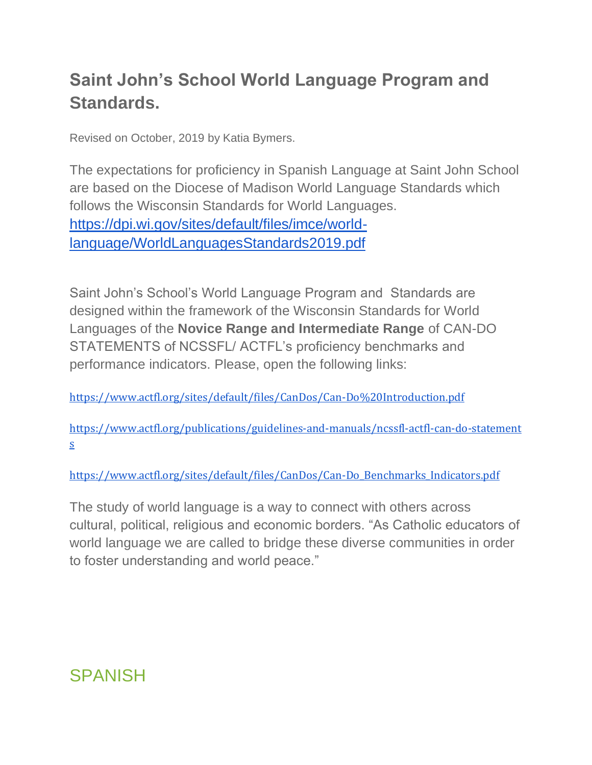# Saint John's School World Language Program and Standards.

Revised on October, 2019 by Katia Bymers.

The expectations for proficiency in Spanish Language at Saint John School are based on the Diocese of Madison World Language Standards which follows the Wisconsin Standards for World Languages. [https://dpi.wi.gov/sites/default/files/imce/world-language/WorldLanguagesStandards2019.pdf](https://dpi.wi.gov/sites/default/files/imce/world-language/WorldLanguagesStandards2019.pdf)

Saint John's School's World Language Program and Standards are designed within the framework of the Wisconsin Standards for World Languages of the **Novice Range and Intermediate Range** of CAN-DO STATEMENTS of NCSSFL/ ACTFL's proficiency benchmarks and performance indicators. Please, open the following links:

[https://www.actfl.org/sites/default/files/CanDos/Can-Do%20Introduction.pdf](https://www.actfl.org/sites/default/files/CanDos/Can-Do%20Introduction.pdf)

[https://www.actfl.org/publications/guidelines-and-manuals/ncssfl-actfl-can-do-statements](https://www.actfl.org/publications/guidelines-and-manuals/ncssfl-actfl-can-do-statements)

[https://www.actfl.org/sites/default/files/CanDos/Can-Do_Benchmarks_Indicators.pdf](https://www.actfl.org/sites/default/files/CanDos/Can-Do_Benchmarks_Indicators.pdf)

The study of world language is a way to connect with others across cultural, political, religious and economic borders. "As Catholic educators of world language we are called to bridge these diverse communities in order to foster understanding and world peace."

## SPANISH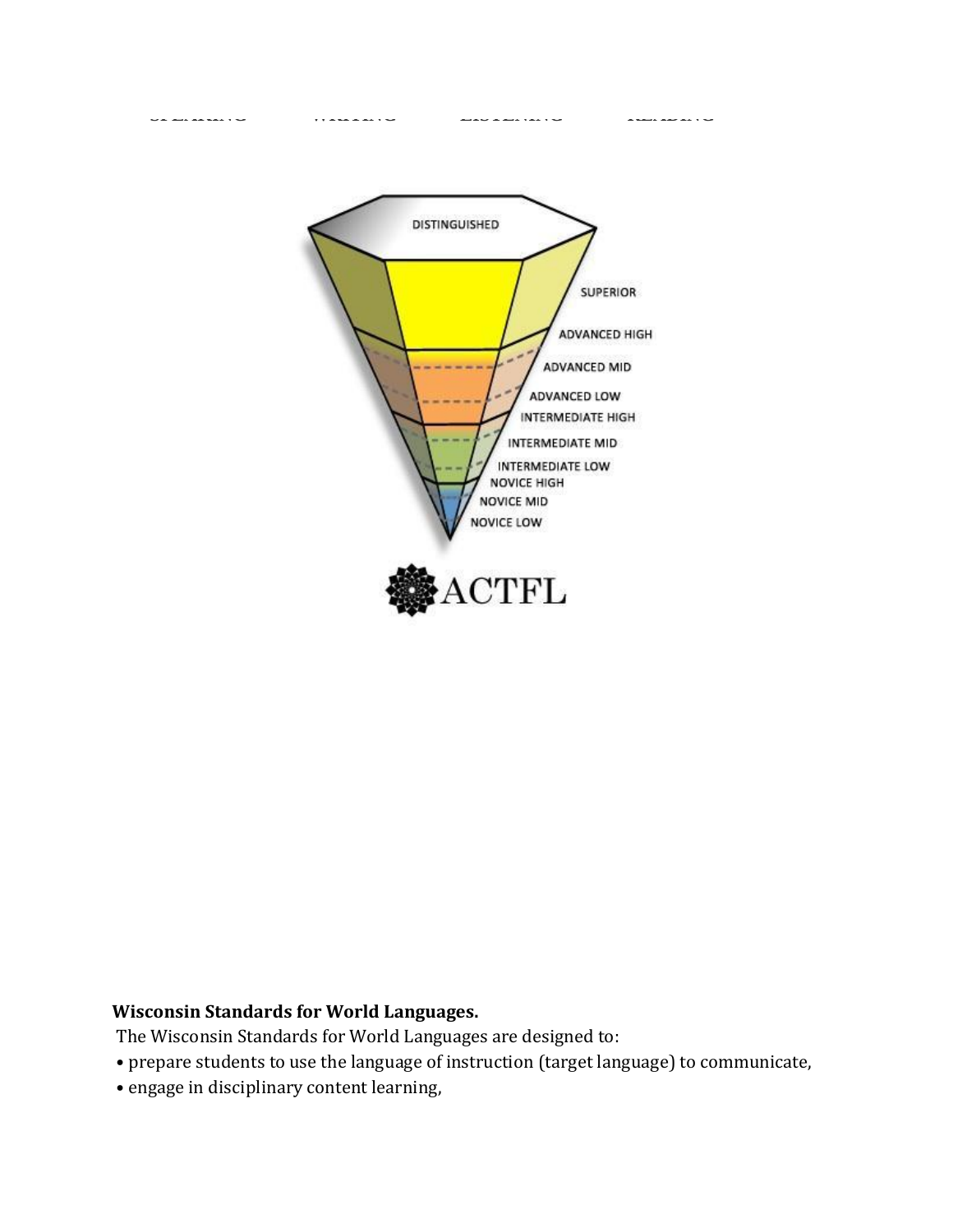SPEAKING WRITING LISTENING READING

DISTINGUISHED

SUPERIOR

ADVANCED HIGH

ADVANCED MID

ADVANCED LOW

INTERMEDIATE HIGH

INTERMEDIATE MID

INTERMEDIATE LOW

NOVICE HIGH

NOVICE MID

NOVICE LOW

ACTFL

**Wisconsin Standards for World Languages.**

The Wisconsin Standards for World Languages are designed to:

- prepare students to use the language of instruction (target language) to communicate,
- engage in disciplinary content learning,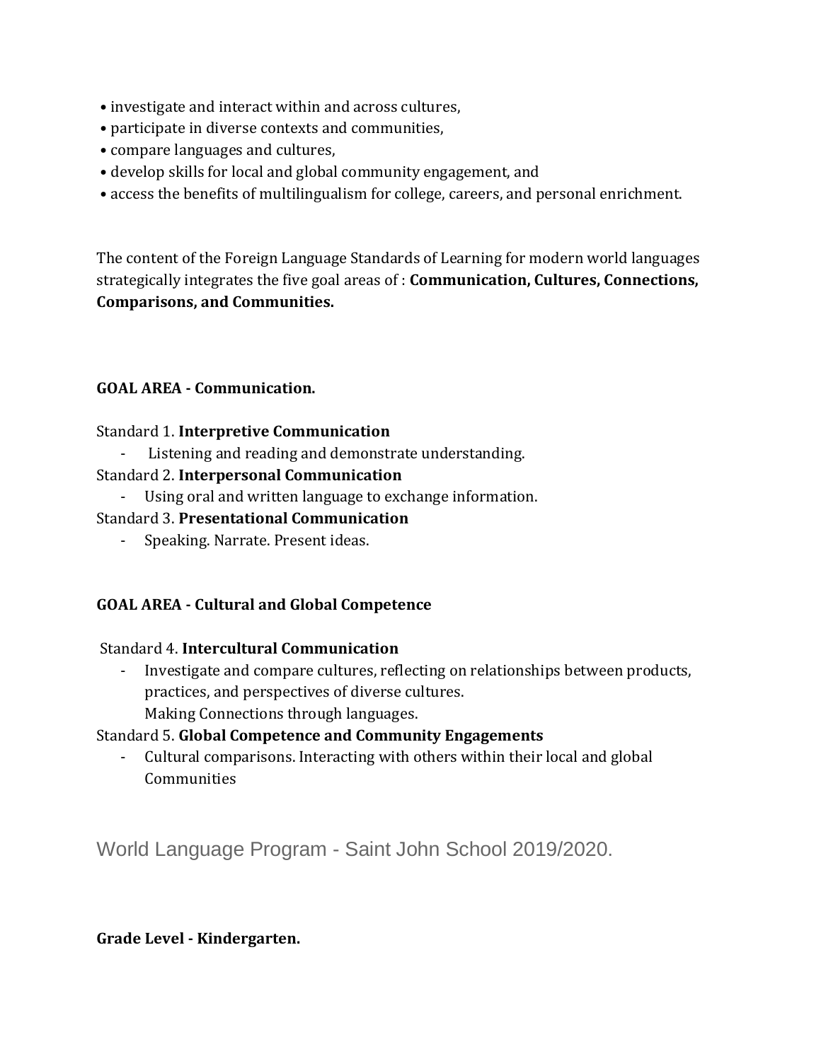- investigate and interact within and across cultures,
- participate in diverse contexts and communities,
- compare languages and cultures,
- develop skills for local and global community engagement, and
- access the benefits of multilingualism for college, careers, and personal enrichment.

The content of the Foreign Language Standards of Learning for modern world languages strategically integrates the five goal areas of : **Communication, Cultures, Connections, Comparisons, and Communities.**

**GOAL AREA - Communication.**

Standard 1. **Interpretive Communication**

- Listening and reading and demonstrate understanding.

Standard 2. **Interpersonal Communication**

- Using oral and written language to exchange information.

Standard 3. **Presentational Communication**

- Speaking. Narrate. Present ideas.

**GOAL AREA - Cultural and Global Competence**

Standard 4. **Intercultural Communication**

- Investigate and compare cultures, reflecting on relationships between products, practices, and perspectives of diverse cultures.
  Making Connections through languages.

Standard 5. **Global Competence and Community Engagements**

- Cultural comparisons. Interacting with others within their local and global Communities

## World Language Program - Saint John School 2019/2020.

**Grade Level - Kindergarten.**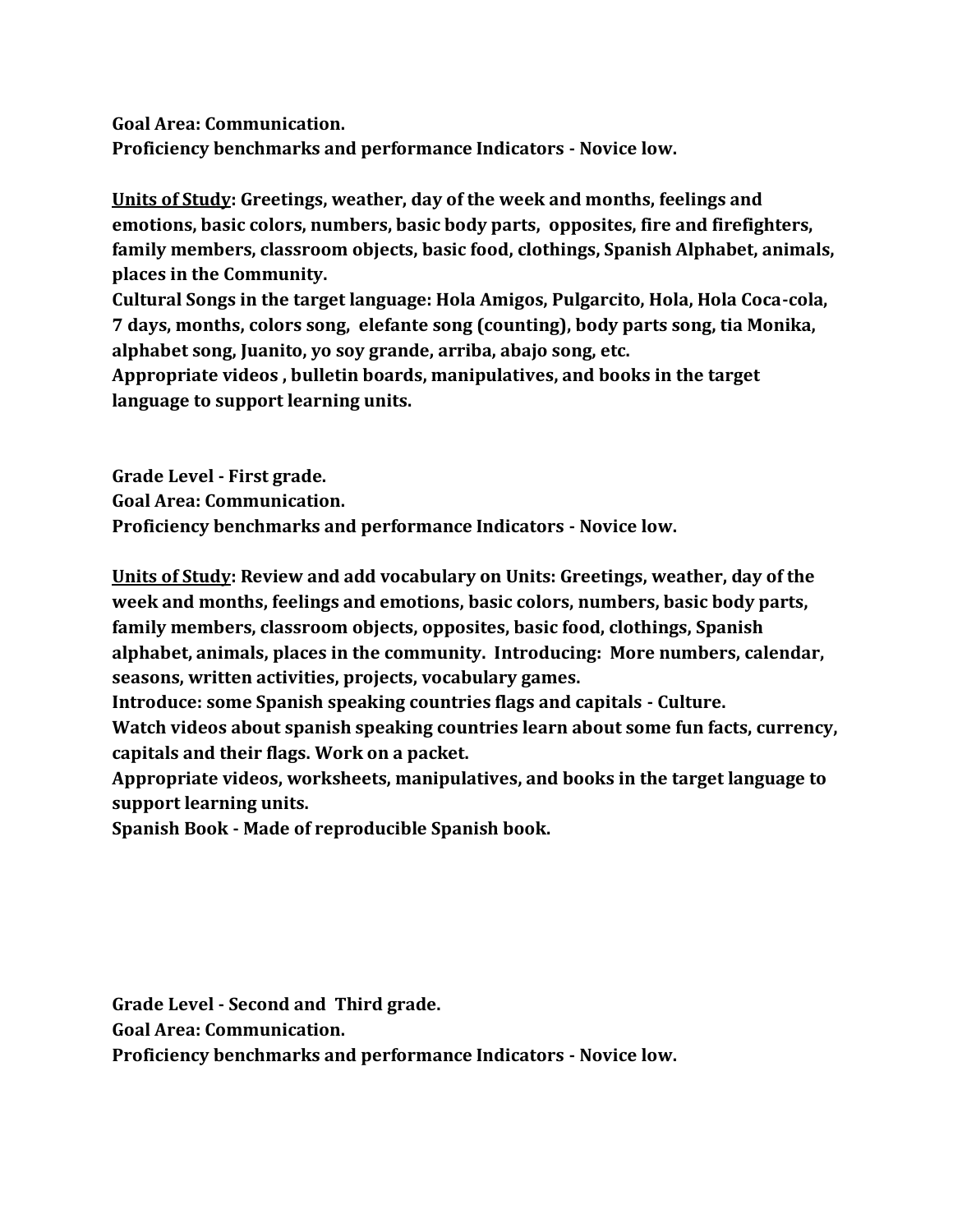**Goal Area: Communication.**
**Proficiency benchmarks and performance Indicators - Novice low.**

**<u>Units of Study</u>: Greetings, weather, day of the week and months, feelings and emotions, basic colors, numbers, basic body parts, opposites, fire and firefighters, family members, classroom objects, basic food, clothings, Spanish Alphabet, animals, places in the Community.**
**Cultural Songs in the target language: Hola Amigos, Pulgarcito, Hola, Hola Coca-cola, 7 days, months, colors song, elefante song (counting), body parts song, tia Monika, alphabet song, Juanito, yo soy grande, arriba, abajo song, etc.**
**Appropriate videos , bulletin boards, manipulatives, and books in the target language to support learning units.**

**Grade Level - First grade.**
**Goal Area: Communication.**
**Proficiency benchmarks and performance Indicators - Novice low.**

**<u>Units of Study</u>: Review and add vocabulary on Units: Greetings, weather, days of the week and months, feelings and emotions, basic colors, numbers, basic body parts, family members, classroom objects, opposites, basic food, clothings, Spanish alphabet, animals, places in the community. Introducing: More numbers, calendar, seasons, written activities, projects, vocabulary games.**
**Introduce: some Spanish speaking countries flags and capitals - Culture.**
**Watch videos about spanish speaking countries learn about some fun facts, currency, capitals and their flags. Work on a packet.**
**Appropriate videos, worksheets, manipulatives, and books in the target language to support learning units.**
**Spanish Book - Made of reproducible Spanish book.**

**Grade Level - Second and Third grade.**
**Goal Area: Communication.**
**Proficiency benchmarks and performance Indicators - Novice low.**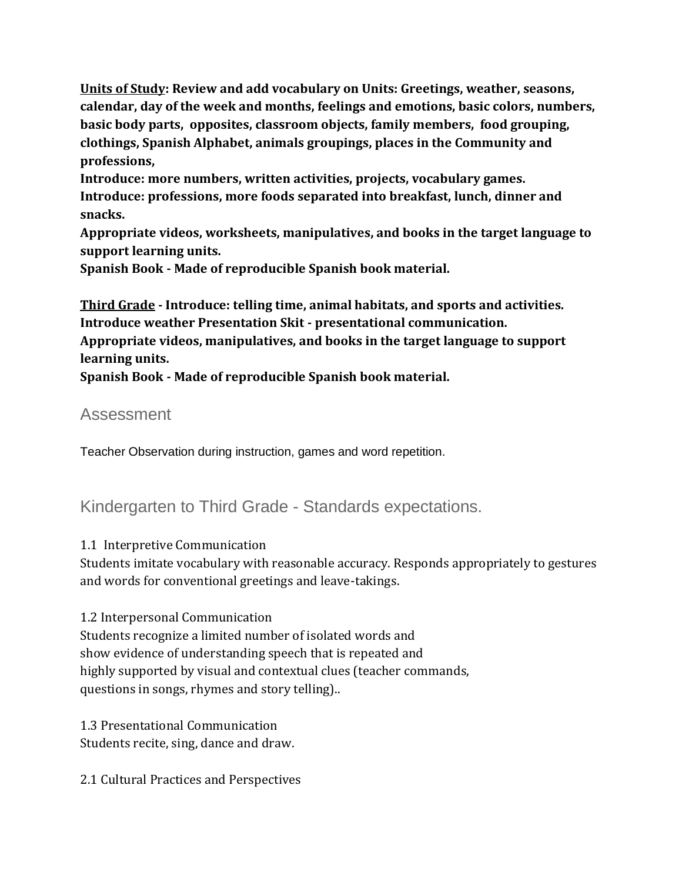**Units of Study: Review and add vocabulary on Units: Greetings, weather, seasons, calendar, day of the week and months, feelings and emotions, basic colors, numbers, basic body parts, opposites, classroom objects, family members, food grouping, clothings, Spanish Alphabet, animals groupings, places in the Community and professions,**
**Introduce: more numbers, written activities, projects, vocabulary games.**
**Introduce: professions, more foods separated into breakfast, lunch, dinner and snacks.**
**Appropriate videos, worksheets, manipulatives, and books in the target language to support learning units.**
**Spanish Book - Made of reproducible Spanish book material.**

**Third Grade - Introduce: telling time, animal habitats, and sports and activities.**
**Introduce weather Presentation Skit - presentational communication.**
**Appropriate videos, manipulatives, and books in the target language to support learning units.**
**Spanish Book - Made of reproducible Spanish book material.**

## Assessment

Teacher Observation during instruction, games and word repetition.

## Kindergarten to Third Grade - Standards expectations.

1.1 Interpretive Communication
Students imitate vocabulary with reasonable accuracy. Responds appropriately to gestures and words for conventional greetings and leave-takings.

1.2 Interpersonal Communication
Students recognize a limited number of isolated words and show evidence of understanding speech that is repeated and highly supported by visual and contextual clues (teacher commands, questions in songs, rhymes and story telling)..

1.3 Presentational Communication
Students recite, sing, dance and draw.

2.1 Cultural Practices and Perspectives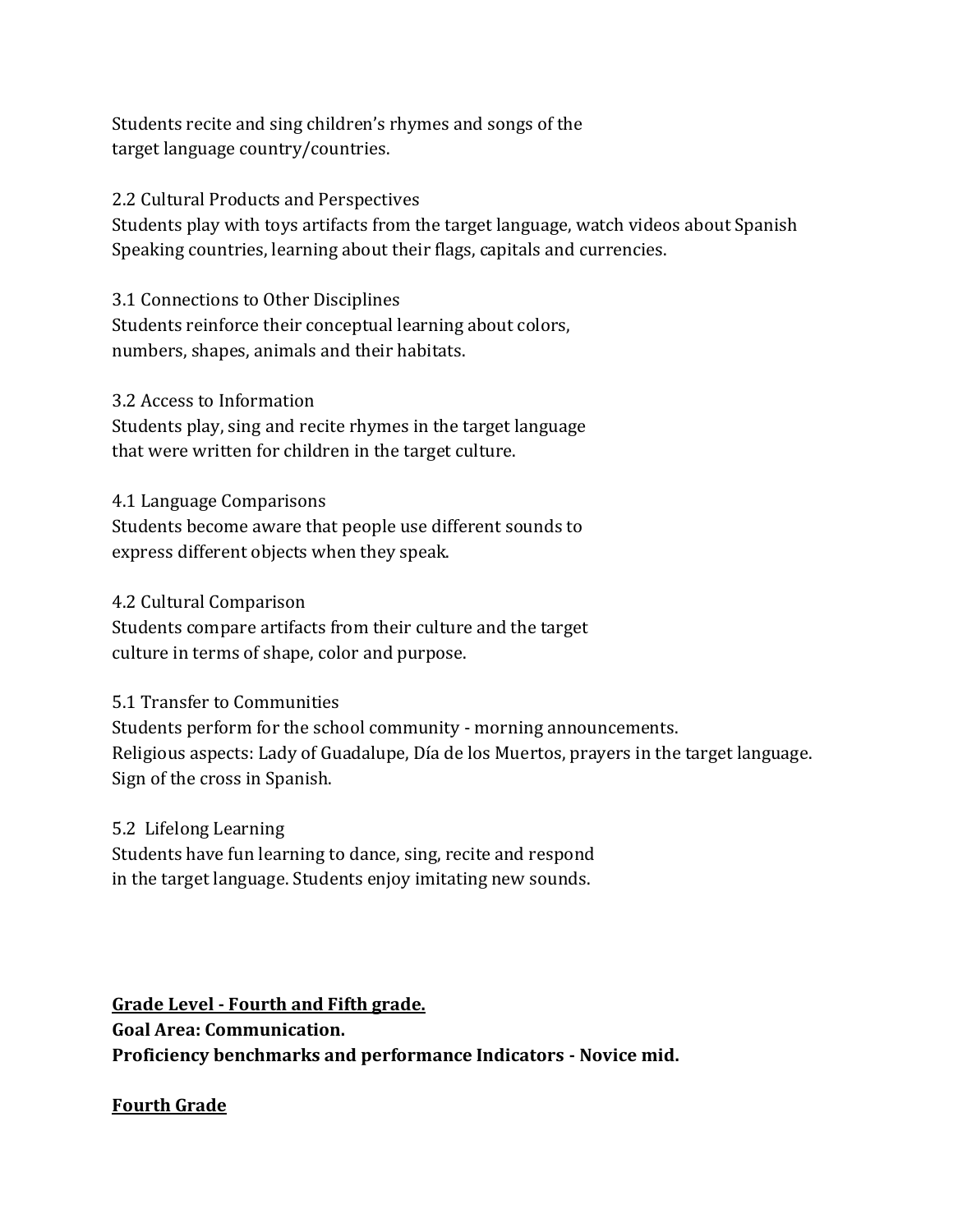Students recite and sing children's rhymes and songs of the target language country/countries.

2.2 Cultural Products and Perspectives
Students play with toys artifacts from the target language, watch videos about Spanish Speaking countries, learning about their flags, capitals and currencies.

3.1 Connections to Other Disciplines
Students reinforce their conceptual learning about colors, numbers, shapes, animals and their habitats.

3.2 Access to Information
Students play, sing and recite rhymes in the target language that were written for children in the target culture.

4.1 Language Comparisons
Students become aware that people use different sounds to express different objects when they speak.

4.2 Cultural Comparison
Students compare artifacts from their culture and the target culture in terms of shape, color and purpose.

5.1 Transfer to Communities
Students perform for the school community - morning announcements.
Religious aspects: Lady of Guadalupe, Día de los Muertos, prayers in the target language.
Sign of the cross in Spanish.

5.2 Lifelong Learning
Students have fun learning to dance, sing, recite and respond in the target language. Students enjoy imitating new sounds.

**<u>Grade Level - Fourth and Fifth grade.</u>**
**Goal Area: Communication.**
**Proficiency benchmarks and performance Indicators - Novice mid.**

**<u>Fourth Grade</u>**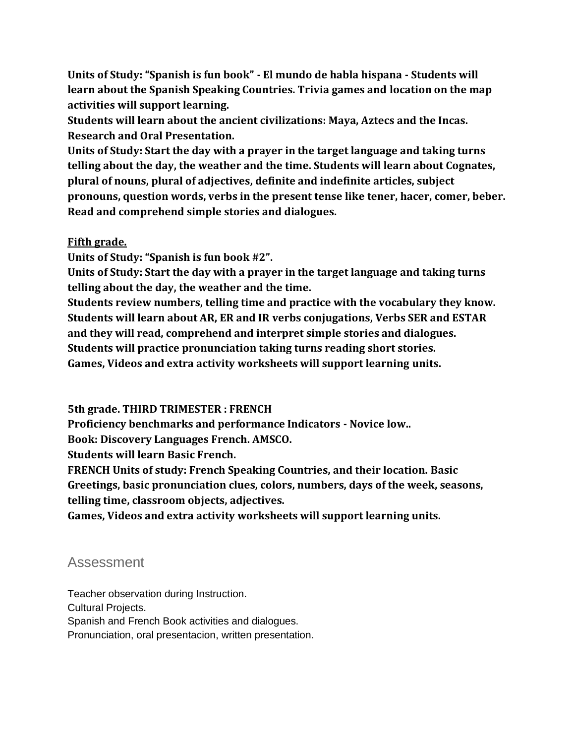**Units of Study: "Spanish is fun book" - El mundo de habla hispana - Students will learn about the Spanish Speaking Countries. Trivia games and location on the map activities will support learning.**
**Students will learn about the ancient civilizations: Maya, Aztecs and the Incas. Research and Oral Presentation.**
**Units of Study: Start the day with a prayer in the target language and taking turns telling about the day, the weather and the time. Students will learn about Cognates, plural of nouns, plural of adjectives, definite and indefinite articles, subject pronouns, question words, verbs in the present tense like tener, hacer, comer, beber. Read and comprehend simple stories and dialogues.**

**Fifth grade.**
**Units of Study: "Spanish is fun book #2".**
**Units of Study: Start the day with a prayer in the target language and taking turns telling about the day, the weather and the time.**
**Students review numbers, telling time and practice with the vocabulary they know. Students will learn about AR, ER and IR verbs conjugations, Verbs SER and ESTAR and they will read, comprehend and interpret simple stories and dialogues.**
**Students will practice pronunciation taking turns reading short stories.**
**Games, Videos and extra activity worksheets will support learning units.**

**5th grade. THIRD TRIMESTER : FRENCH**
**Proficiency benchmarks and performance Indicators - Novice low..**
**Book: Discovery Languages French. AMSCO.**
**Students will learn Basic French.**
**FRENCH Units of study: French Speaking Countries, and their location. Basic Greetings, basic pronunciation clues, colors, numbers, days of the week, seasons, telling time, classroom objects, adjectives.**
**Games, Videos and extra activity worksheets will support learning units.**

## Assessment

Teacher observation during Instruction.
Cultural Projects.
Spanish and French Book activities and dialogues.
Pronunciation, oral presentacion, written presentation.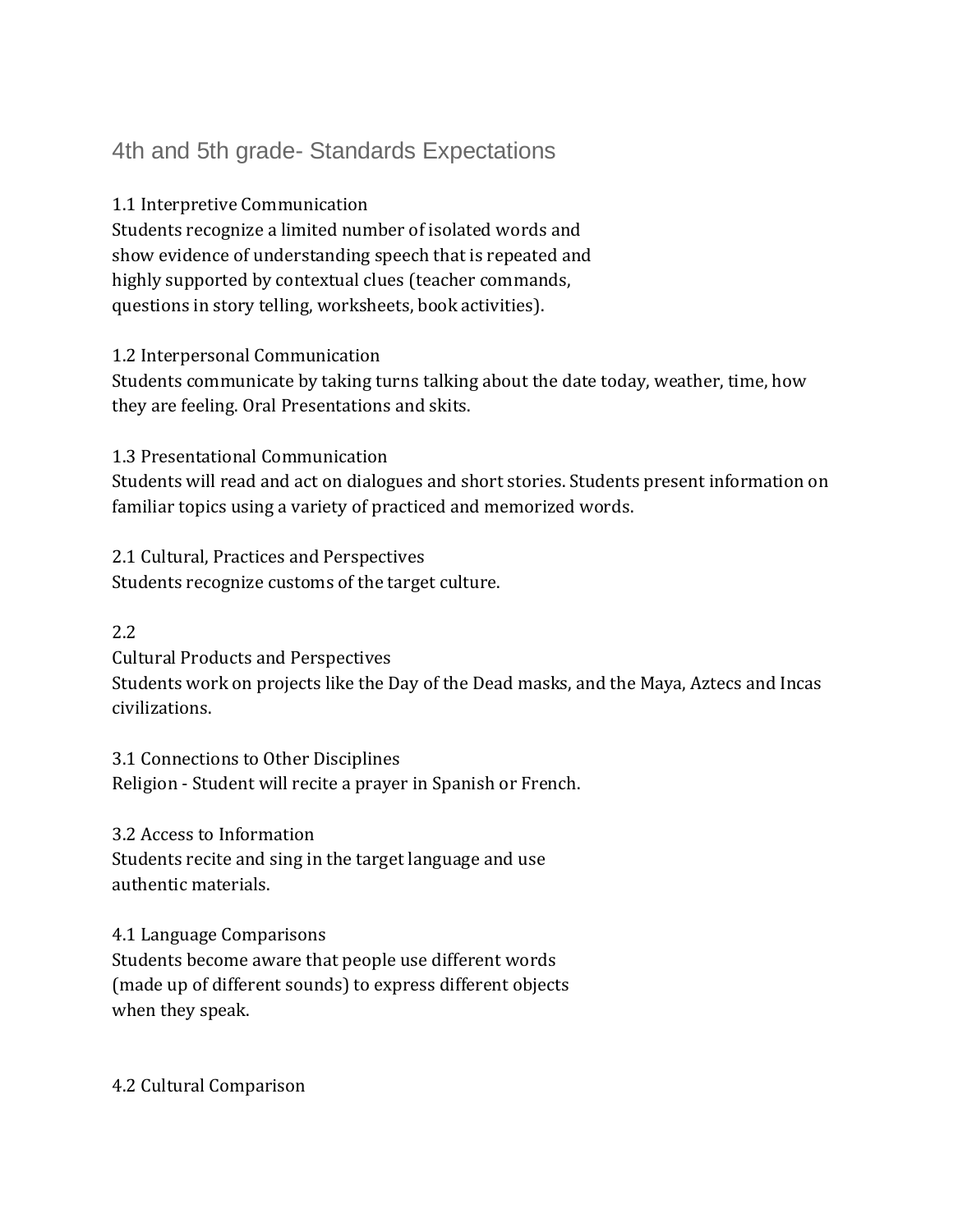# 4th and 5th grade- Standards Expectations

1.1 Interpretive Communication
Students recognize a limited number of isolated words and show evidence of understanding speech that is repeated and highly supported by contextual clues (teacher commands, questions in story telling, worksheets, book activities).

1.2 Interpersonal Communication
Students communicate by taking turns talking about the date today, weather, time, how they are feeling. Oral Presentations and skits.

1.3 Presentational Communication
Students will read and act on dialogues and short stories. Students present information on familiar topics using a variety of practiced and memorized words.

2.1 Cultural, Practices and Perspectives
Students recognize customs of the target culture.

2.2
Cultural Products and Perspectives
Students work on projects like the Day of the Dead masks, and the Maya, Aztecs and Incas civilizations.

3.1 Connections to Other Disciplines
Religion - Student will recite a prayer in Spanish or French.

3.2 Access to Information
Students recite and sing in the target language and use authentic materials.

4.1 Language Comparisons
Students become aware that people use different words (made up of different sounds) to express different objects when they speak.

4.2 Cultural Comparison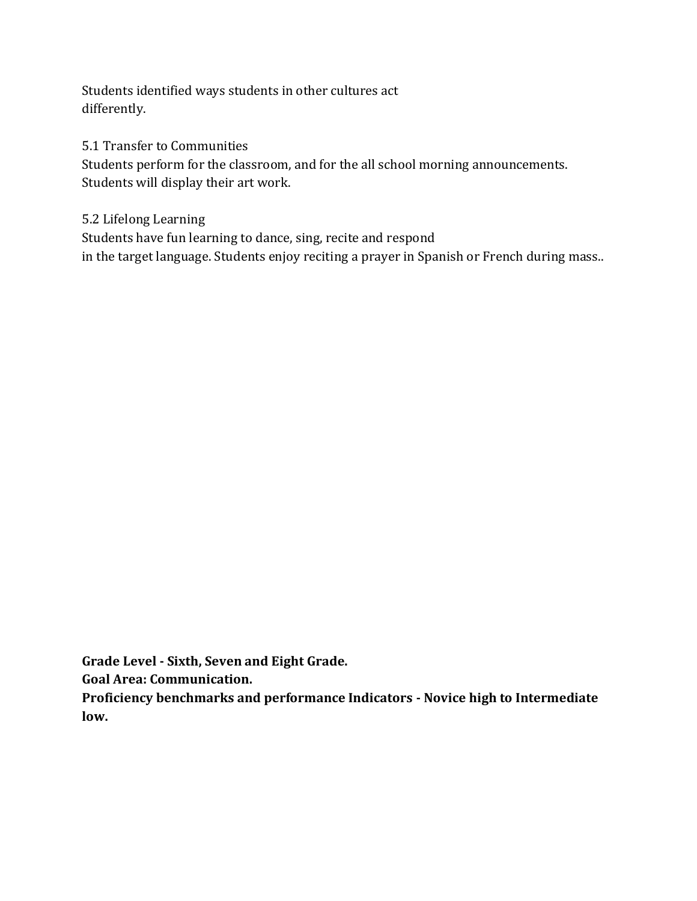Students identified ways students in other cultures act
differently.

5.1 Transfer to Communities
Students perform for the classroom, and for the all school morning announcements.
Students will display their art work.

5.2 Lifelong Learning
Students have fun learning to dance, sing, recite and respond
in the target language. Students enjoy reciting a prayer in Spanish or French during mass..

**Grade Level - Sixth, Seven and Eight Grade.**
**Goal Area: Communication.**
**Proficiency benchmarks and performance Indicators - Novice high to Intermediate low.**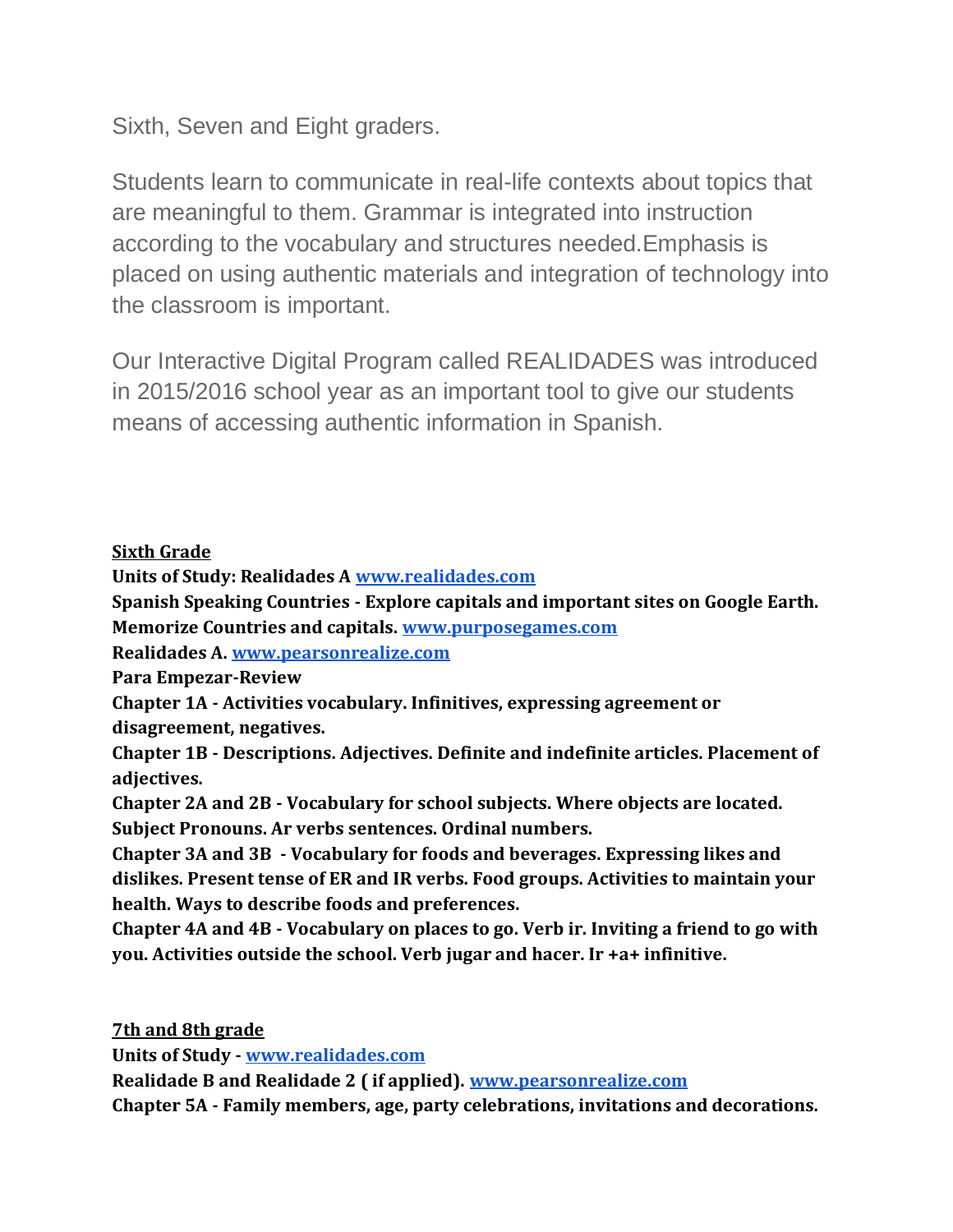Sixth, Seven and Eight graders.

Students learn to communicate in real-life contexts about topics that are meaningful to them. Grammar is integrated into instruction according to the vocabulary and structures needed.Emphasis is placed on using authentic materials and integration of technology into the classroom is important.

Our Interactive Digital Program called REALIDADES was introduced in 2015/2016 school year as an important tool to give our students means of accessing authentic information in Spanish.

**Sixth Grade**

**Units of Study: Realidades A www.realidades.com**

**Spanish Speaking Countries - Explore capitals and important sites on Google Earth. Memorize Countries and capitals. www.purposegames.com**

**Realidades A. www.pearsonrealize.com**

**Para Empezar-Review**

**Chapter 1A - Activities vocabulary. Infinitives, expressing agreement or disagreement, negatives.**

**Chapter 1B - Descriptions. Adjectives. Definite and indefinite articles. Placement of adjectives.**

**Chapter 2A and 2B - Vocabulary for school subjects. Where objects are located. Subject Pronouns. Ar verbs sentences. Ordinal numbers.**

**Chapter 3A and 3B - Vocabulary for foods and beverages. Expressing likes and dislikes. Present tense of ER and IR verbs. Food groups. Activities to maintain your health. Ways to describe foods and preferences.**

**Chapter 4A and 4B - Vocabulary on places to go. Verb ir. Inviting a friend to go with you. Activities outside the school. Verb jugar and hacer. Ir +a+ infinitive.**

**7th and 8th grade**

**Units of Study - www.realidades.com**

**Realidade B and Realidade 2 ( if applied). www.pearsonrealize.com**

**Chapter 5A - Family members, age, party celebrations, invitations and decorations.**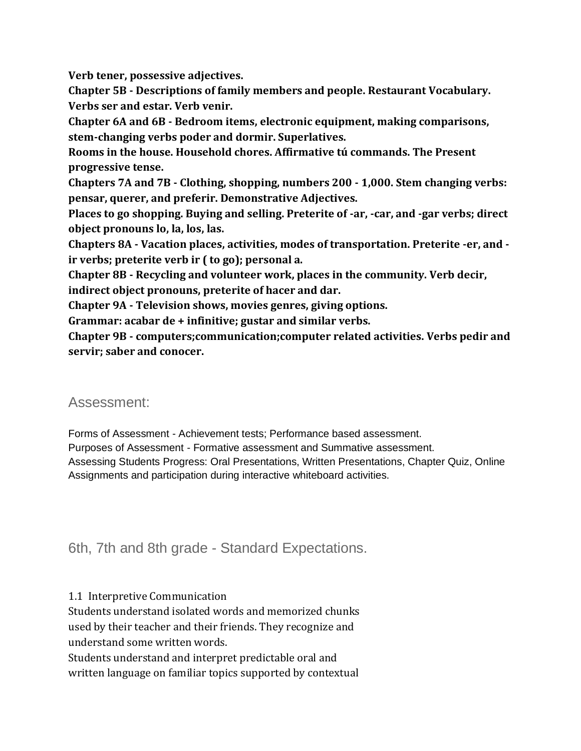**Verb tener, possessive adjectives.**
**Chapter 5B - Descriptions of family members and people. Restaurant Vocabulary. Verbs ser and estar. Verb venir.**
**Chapter 6A and 6B - Bedroom items, electronic equipment, making comparisons, stem-changing verbs poder and dormir. Superlatives.**
**Rooms in the house. Household chores. Affirmative tú commands. The Present progressive tense.**
**Chapters 7A and 7B - Clothing, shopping, numbers 200 - 1,000. Stem changing verbs: pensar, querer, and preferir. Demonstrative Adjectives.**
**Places to go shopping. Buying and selling. Preterite of -ar, -car, and -gar verbs; direct object pronouns lo, la, los, las.**
**Chapters 8A - Vacation places, activities, modes of transportation. Preterite -er, and -ir verbs; preterite verb ir ( to go); personal a.**
**Chapter 8B - Recycling and volunteer work, places in the community. Verb decir, indirect object pronouns, preterite of hacer and dar.**
**Chapter 9A - Television shows, movies genres, giving options.**
**Grammar: acabar de + infinitive; gustar and similar verbs.**
**Chapter 9B - computers;communication;computer related activities. Verbs pedir and servir; saber and conocer.**

## Assessment:

Forms of Assessment - Achievement tests; Performance based assessment.
Purposes of Assessment - Formative assessment and Summative assessment.
Assessing Students Progress: Oral Presentations, Written Presentations, Chapter Quiz, Online Assignments and participation during interactive whiteboard activities.

## 6th, 7th and 8th grade - Standard Expectations.

1.1 Interpretive Communication
Students understand isolated words and memorized chunks used by their teacher and their friends. They recognize and understand some written words.
Students understand and interpret predictable oral and written language on familiar topics supported by contextual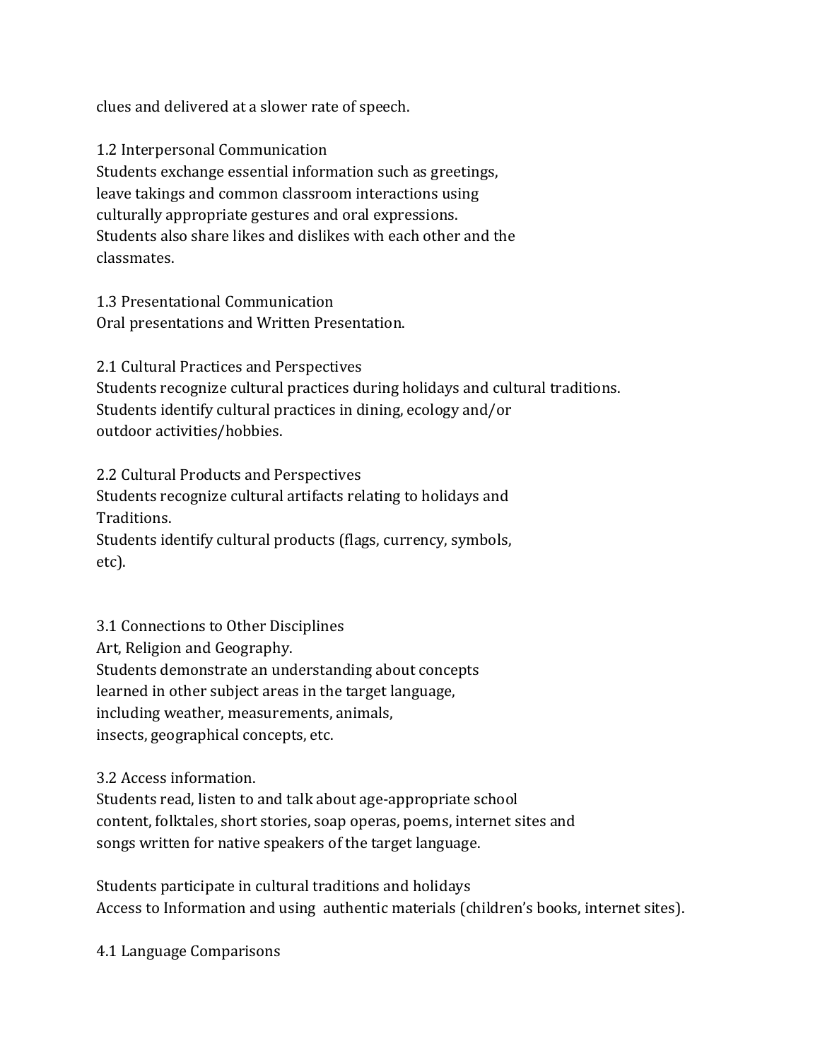clues and delivered at a slower rate of speech.

1.2 Interpersonal Communication
Students exchange essential information such as greetings, leave takings and common classroom interactions using culturally appropriate gestures and oral expressions. Students also share likes and dislikes with each other and the classmates.

1.3 Presentational Communication
Oral presentations and Written Presentation.

2.1 Cultural Practices and Perspectives
Students recognize cultural practices during holidays and cultural traditions. Students identify cultural practices in dining, ecology and/or outdoor activities/hobbies.

2.2 Cultural Products and Perspectives
Students recognize cultural artifacts relating to holidays and Traditions.
Students identify cultural products (flags, currency, symbols, etc).

3.1 Connections to Other Disciplines
Art, Religion and Geography.
Students demonstrate an understanding about concepts learned in other subject areas in the target language, including weather, measurements, animals, insects, geographical concepts, etc.

3.2 Access information.
Students read, listen to and talk about age-appropriate school content, folktales, short stories, soap operas, poems, internet sites and songs written for native speakers of the target language.

Students participate in cultural traditions and holidays
Access to Information and using authentic materials (children's books, internet sites).

4.1 Language Comparisons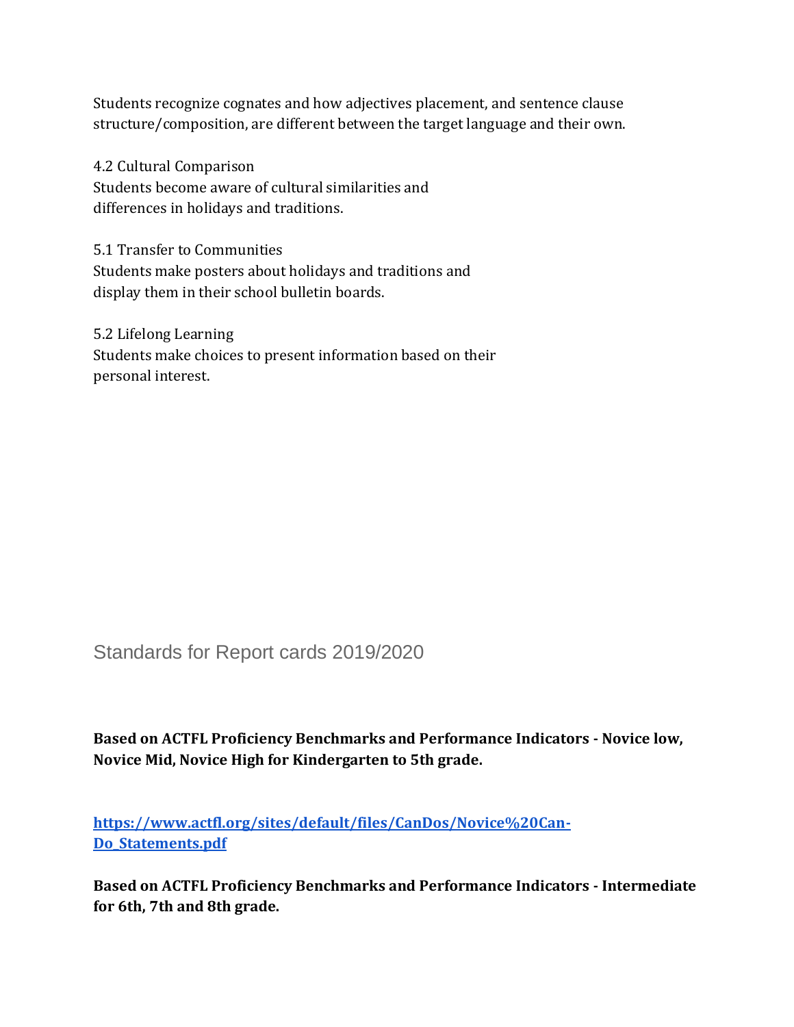Students recognize cognates and how adjectives placement, and sentence clause structure/composition, are different between the target language and their own.

4.2 Cultural Comparison
Students become aware of cultural similarities and differences in holidays and traditions.

5.1 Transfer to Communities
Students make posters about holidays and traditions and display them in their school bulletin boards.

5.2 Lifelong Learning
Students make choices to present information based on their personal interest.

## Standards for Report cards 2019/2020

**Based on ACTFL Proficiency Benchmarks and Performance Indicators - Novice low, Novice Mid, Novice High for Kindergarten to 5th grade.**

**[https://www.actfl.org/sites/default/files/CanDos/Novice%20Can-Do_Statements.pdf](https://www.actfl.org/sites/default/files/CanDos/Novice%20Can-Do_Statements.pdf)**

**Based on ACTFL Proficiency Benchmarks and Performance Indicators - Intermediate for 6th, 7th and 8th grade.**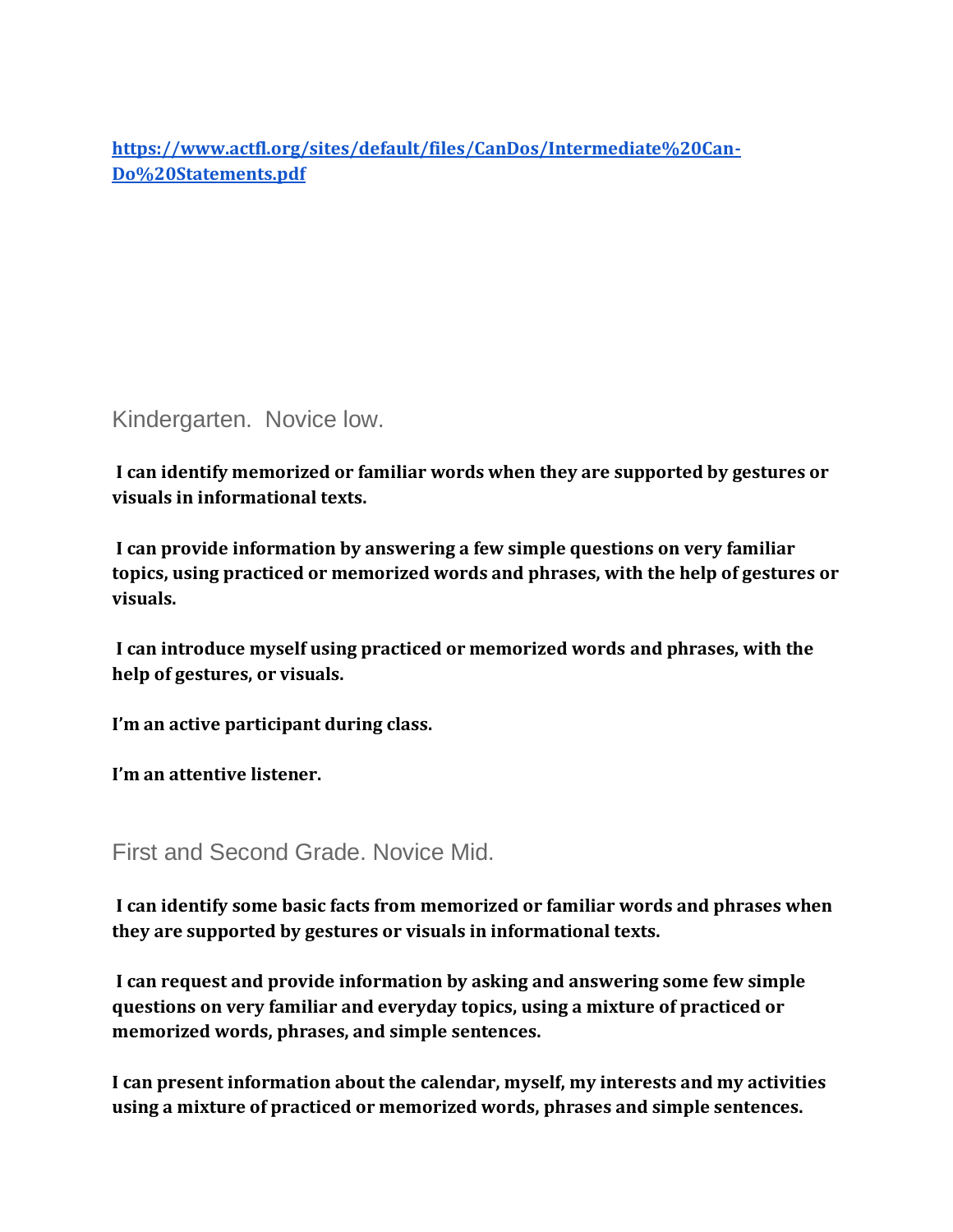[https://www.actfl.org/sites/default/files/CanDos/Intermediate%20Can-Do%20Statements.pdf](https://www.actfl.org/sites/default/files/CanDos/Intermediate%20Can-Do%20Statements.pdf)

## Kindergarten. Novice low.

**I can identify memorized or familiar words when they are supported by gestures or visuals in informational texts.**

**I can provide information by answering a few simple questions on very familiar topics, using practiced or memorized words and phrases, with the help of gestures or visuals.**

**I can introduce myself using practiced or memorized words and phrases, with the help of gestures, or visuals.**

**I'm an active participant during class.**

**I'm an attentive listener.**

## First and Second Grade. Novice Mid.

**I can identify some basic facts from memorized or familiar words and phrases when they are supported by gestures or visuals in informational texts.**

**I can request and provide information by asking and answering some few simple questions on very familiar and everyday topics, using a mixture of practiced or memorized words, phrases, and simple sentences.**

**I can present information about the calendar, myself, my interests and my activities using a mixture of practiced or memorized words, phrases and simple sentences.**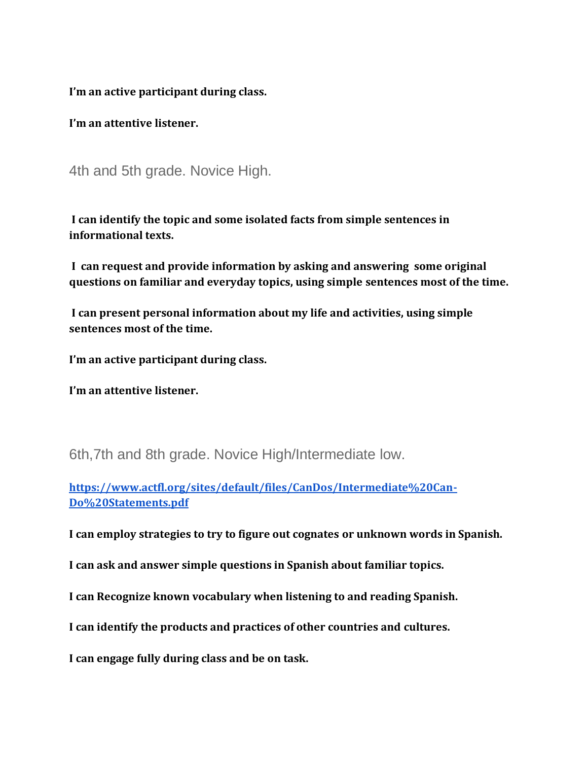**I'm an active participant during class.**

**I'm an attentive listener.**

## 4th and 5th grade. Novice High.

**I can identify the topic and some isolated facts from simple sentences in informational texts.**

**I can request and provide information by asking and answering some original questions on familiar and everyday topics, using simple sentences most of the time.**

**I can present personal information about my life and activities, using simple sentences most of the time.**

**I'm an active participant during class.**

**I'm an attentive listener.**

## 6th,7th and 8th grade. Novice High/Intermediate low.

**[https://www.actfl.org/sites/default/files/CanDos/Intermediate%20Can-Do%20Statements.pdf](https://www.actfl.org/sites/default/files/CanDos/Intermediate%20Can-Do%20Statements.pdf)**

**I can employ strategies to try to figure out cognates or unknown words in Spanish.**

**I can ask and answer simple questions in Spanish about familiar topics.**

**I can Recognize known vocabulary when listening to and reading Spanish.**

**I can identify the products and practices of other countries and cultures.**

**I can engage fully during class and be on task.**